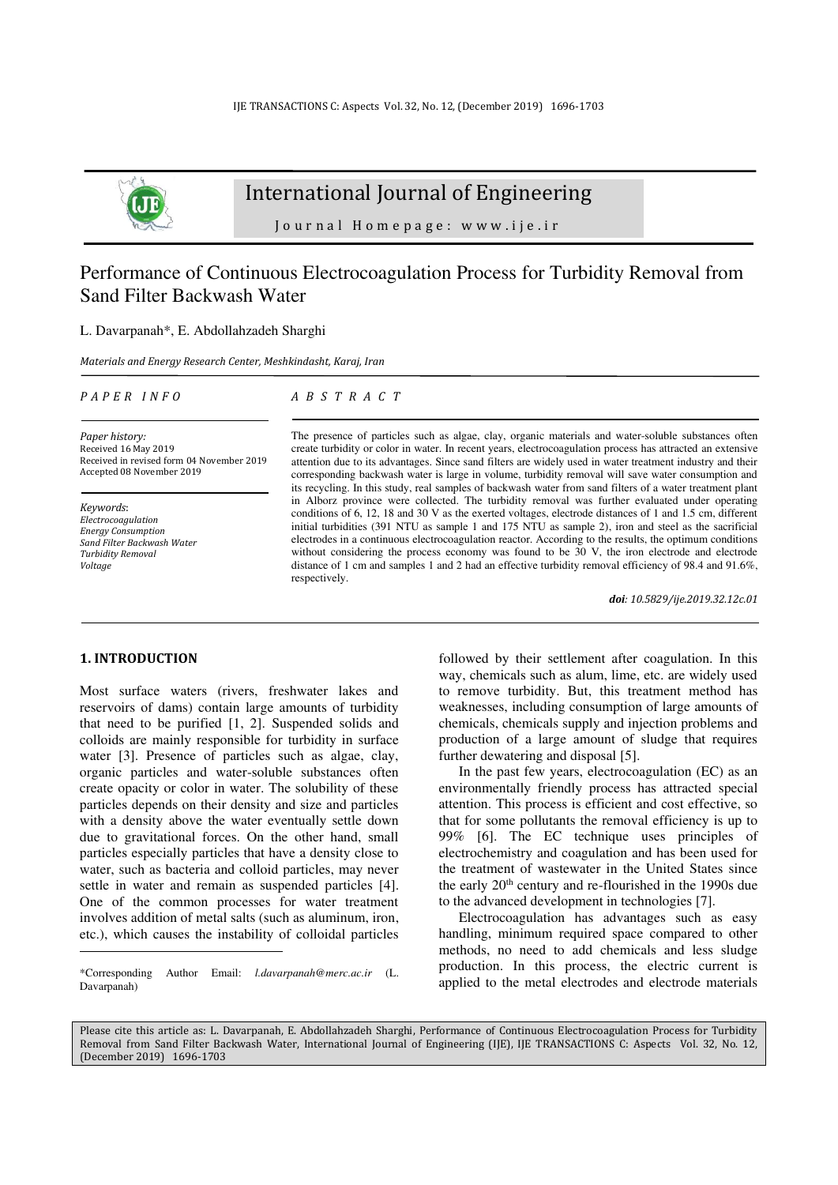# International Journal of Engineering

Journal Homepage: www.ije.ir

# Performance of Continuous Electrocoagulation Process for Turbidity Removal from Sand Filter Backwash Water

L. Davarpanah*, E. Abdollahzadeh Sharghi

*Materials and Energy Research Center, Meshkindasht, Karaj, Iran*

*PAPER INFO*

*Paper history:*
Received 16 May 2019
Received in revised form 04 November 2019
Accepted 08 November 2019

*Keywords*:
*Electrocoagulation*
*Energy Consumption*
*Sand Filter Backwash Water*
*Turbidity Removal*
*Voltage*

*ABSTRACT*

The presence of particles such as algae, clay, organic materials and water-soluble substances often create turbidity or color in water. In recent years, electrocoagulation process has attracted an extensive attention due to its advantages. Since sand filters are widely used in water treatment industry and their corresponding backwash water is large in volume, turbidity removal will save water consumption and its recycling. In this study, real samples of backwash water from sand filters of a water treatment plant in Alborz province were collected. The turbidity removal was further evaluated under operating conditions of 6, 12, 18 and 30 V as the exerted voltages, electrode distances of 1 and 1.5 cm, different initial turbidities (391 NTU as sample 1 and 175 NTU as sample 2), iron and steel as the sacrificial electrodes in a continuous electrocoagulation reactor. According to the results, the optimum conditions without considering the process economy was found to be 30 V, the iron electrode and electrode distance of 1 cm and samples 1 and 2 had an effective turbidity removal efficiency of 98.4 and 91.6%, respectively.

***doi**: 10.5829/ije.2019.32.12c.01*

## 1. INTRODUCTION

Most surface waters (rivers, freshwater lakes and reservoirs of dams) contain large amounts of turbidity that need to be purified [1, 2]. Suspended solids and colloids are mainly responsible for turbidity in surface water [3]. Presence of particles such as algae, clay, organic particles and water-soluble substances often create opacity or color in water. The solubility of these particles depends on their density and size and particles with a density above the water eventually settle down due to gravitational forces. On the other hand, small particles especially particles that have a density close to water, such as bacteria and colloid particles, may never settle in water and remain as suspended particles [4]. One of the common processes for water treatment involves addition of metal salts (such as aluminum, iron, etc.), which causes the instability of colloidal particles followed by their settlement after coagulation. In this way, chemicals such as alum, lime, etc. are widely used to remove turbidity. But, this treatment method has weaknesses, including consumption of large amounts of chemicals, chemicals supply and injection problems and production of a large amount of sludge that requires further dewatering and disposal [5].

In the past few years, electrocoagulation (EC) as an environmentally friendly process has attracted special attention. This process is efficient and cost effective, so that for some pollutants the removal efficiency is up to 99% [6]. The EC technique uses principles of electrochemistry and coagulation and has been used for the treatment of wastewater in the United States since the early 20th century and re-flourished in the 1990s due to the advanced development in technologies [7].

Electrocoagulation has advantages such as easy handling, minimum required space compared to other methods, no need to add chemicals and less sludge production. In this process, the electric current is applied to the metal electrodes and electrode materials

*Corresponding Author Email: *l.davarpanah@merc.ac.ir* (L. Davarpanah)

Please cite this article as: L. Davarpanah, E. Abdollahzadeh Sharghi, Performance of Continuous Electrocoagulation Process for Turbidity Removal from Sand Filter Backwash Water, International Journal of Engineering (IJE), IJE TRANSACTIONS C: Aspects Vol. 32, No. 12, (December 2019) 1696-1703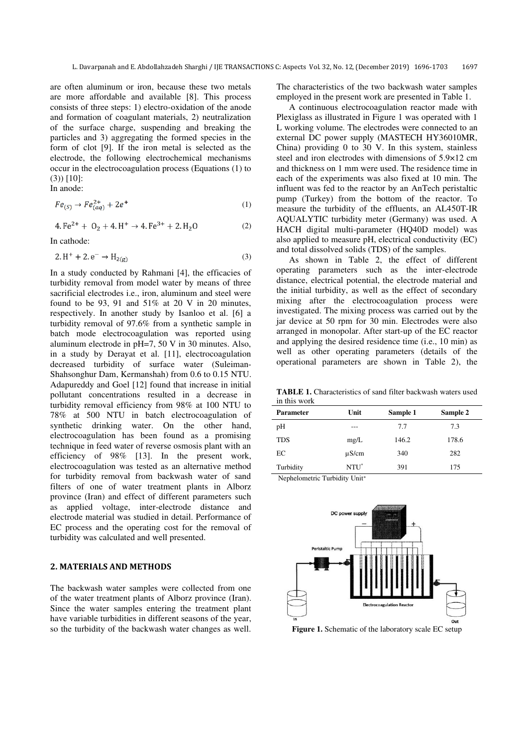are often aluminum or iron, because these two metals are more affordable and available [8]. This process consists of three steps: 1) electro-oxidation of the anode and formation of coagulant materials, 2) neutralization of the surface charge, suspending and breaking the particles and 3) aggregating the formed species in the form of clot [9]. If the iron metal is selected as the electrode, the following electrochemical mechanisms occur in the electrocoagulation process (Equations (1) to (3)) [10]:

In anode:

$$Fe_{(S)} \rightarrow Fe^{2+}_{(aq)} + 2e^{+} \quad (1)$$

$$4.Fe^{2+} + O_2 + 4.H^{+} \rightarrow 4.Fe^{3+} + 2.H_2O \quad (2)$$

In cathode:

$$2.H^{+} + 2.e^{-} \rightarrow H_{2(g)} \quad (3)$$

In a study conducted by Rahmani [4], the efficacies of turbidity removal from model water by means of three sacrificial electrodes i.e., iron, aluminum and steel were found to be 93, 91 and 51% at 20 V in 20 minutes, respectively. In another study by Isanloo et al. [6] a turbidity removal of 97.6% from a synthetic sample in batch mode electrocoagulation was reported using aluminum electrode in pH=7, 50 V in 30 minutes. Also, in a study by Derayat et al. [11], electrocoagulation decreased turbidity of surface water (Suleiman-Shahsonghur Dam, Kermanshah) from 0.6 to 0.15 NTU. Adapureddy and Goel [12] found that increase in initial pollutant concentrations resulted in a decrease in turbidity removal efficiency from 98% at 100 NTU to 78% at 500 NTU in batch electrocoagulation of synthetic drinking water. On the other hand, electrocoagulation has been found as a promising technique in feed water of reverse osmosis plant with an efficiency of 98% [13]. In the present work, electrocoagulation was tested as an alternative method for turbidity removal from backwash water of sand filters of one of water treatment plants in Alborz province (Iran) and effect of different parameters such as applied voltage, inter-electrode distance and electrode material was studied in detail. Performance of EC process and the operating cost for the removal of turbidity was calculated and well presented.

## 2. MATERIALS AND METHODS

The backwash water samples were collected from one of the water treatment plants of Alborz province (Iran). Since the water samples entering the treatment plant have variable turbidities in different seasons of the year, so the turbidity of the backwash water changes as well. The characteristics of the two backwash water samples employed in the present work are presented in Table 1.

A continuous electrocoagulation reactor made with Plexiglass as illustrated in Figure 1 was operated with 1 L working volume. The electrodes were connected to an external DC power supply (MASTECH HY36010MR, China) providing 0 to 30 V. In this system, stainless steel and iron electrodes with dimensions of 5.9×12 cm and thickness on 1 mm were used. The residence time in each of the experiments was also fixed at 10 min. The influent was fed to the reactor by an AnTech peristaltic pump (Turkey) from the bottom of the reactor. To measure the turbidity of the effluents, an AL450T-IR AQUALYTIC turbidity meter (Germany) was used. A HACH digital multi-parameter (HQ40D model) was also applied to measure pH, electrical conductivity (EC) and total dissolved solids (TDS) of the samples.

As shown in Table 2, the effect of different operating parameters such as the inter-electrode distance, electrical potential, the electrode material and the initial turbidity, as well as the effect of secondary mixing after the electrocoagulation process were investigated. The mixing process was carried out by the jar device at 50 rpm for 30 min. Electrodes were also arranged in monopolar. After start-up of the EC reactor and applying the desired residence time (i.e., 10 min) as well as other operating parameters (details of the operational parameters are shown in Table 2), the

**TABLE 1.** Characteristics of sand filter backwash waters used in this work

| Parameter | Unit | Sample 1 | Sample 2 |
|---|---|---|---|
| pH | --- | 7.7 | 7.3 |
| TDS | mg/L | 146.2 | 178.6 |
| EC | µS/cm | 340 | 282 |
| Turbidity | NTU* | 391 | 175 |

Nephelometric Turbidity Unit*

**Figure 1.** Schematic of the laboratory scale EC setup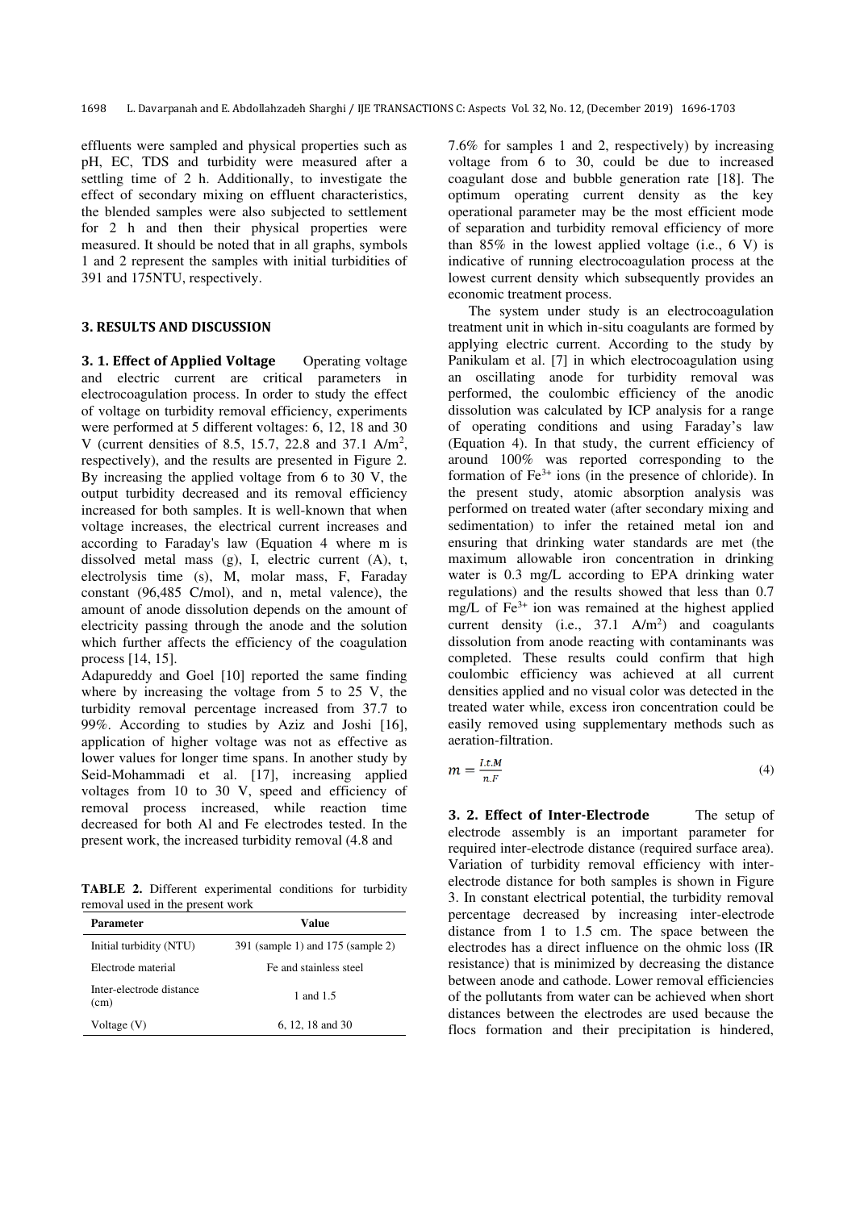effluents were sampled and physical properties such as pH, EC, TDS and turbidity were measured after a settling time of 2 h. Additionally, to investigate the effect of secondary mixing on effluent characteristics, the blended samples were also subjected to settlement for 2 h and then their physical properties were measured. It should be noted that in all graphs, symbols 1 and 2 represent the samples with initial turbidities of 391 and 175NTU, respectively.

## 3. RESULTS AND DISCUSSION

**3. 1. Effect of Applied Voltage** Operating voltage and electric current are critical parameters in electrocoagulation process. In order to study the effect of voltage on turbidity removal efficiency, experiments were performed at 5 different voltages: 6, 12, 18 and 30 V (current densities of 8.5, 15.7, 22.8 and 37.1 A/m$^2$, respectively), and the results are presented in Figure 2. By increasing the applied voltage from 6 to 30 V, the output turbidity decreased and its removal efficiency increased for both samples. It is well-known that when voltage increases, the electrical current increases and according to Faraday's law (Equation 4 where m is dissolved metal mass (g), I, electric current (A), t, electrolysis time (s), M, molar mass, F, Faraday constant (96,485 C/mol), and n, metal valence), the amount of anode dissolution depends on the amount of electricity passing through the anode and the solution which further affects the efficiency of the coagulation process [14, 15].

Adapureddy and Goel [10] reported the same finding where by increasing the voltage from 5 to 25 V, the turbidity removal percentage increased from 37.7 to 99%. According to studies by Aziz and Joshi [16], application of higher voltage was not as effective as lower values for longer time spans. In another study by Seid-Mohammadi et al. [17], increasing applied voltages from 10 to 30 V, speed and efficiency of removal process increased, while reaction time decreased for both Al and Fe electrodes tested. In the present work, the increased turbidity removal (4.8 and 7.6% for samples 1 and 2, respectively) by increasing voltage from 6 to 30, could be due to increased coagulant dose and bubble generation rate [18]. The optimum operating current density as the key operational parameter may be the most efficient mode of separation and turbidity removal efficiency of more than 85% in the lowest applied voltage (i.e., 6 V) is indicative of running electrocoagulation process at the lowest current density which subsequently provides an economic treatment process.

**TABLE 2.** Different experimental conditions for turbidity removal used in the present work

| Parameter | Value |
|---|---|
| Initial turbidity (NTU) | 391 (sample 1) and 175 (sample 2) |
| Electrode material | Fe and stainless steel |
| Inter-electrode distance (cm) | 1 and 1.5 |
| Voltage (V) | 6, 12, 18 and 30 |

The system under study is an electrocoagulation treatment unit in which in-situ coagulants are formed by applying electric current. According to the study by Panikulam et al. [7] in which electrocoagulation using an oscillating anode for turbidity removal was performed, the coulombic efficiency of the anodic dissolution was calculated by ICP analysis for a range of operating conditions and using Faraday's law (Equation 4). In that study, the current efficiency of around 100% was reported corresponding to the formation of $Fe^{3+}$ ions (in the presence of chloride). In the present study, atomic absorption analysis was performed on treated water (after secondary mixing and sedimentation) to infer the retained metal ion and ensuring that drinking water standards are met (the maximum allowable iron concentration in drinking water is 0.3 mg/L according to EPA drinking water regulations) and the results showed that less than 0.7 mg/L of $Fe^{3+}$ ion was remained at the highest applied current density (i.e., 37.1 A/m$^2$) and coagulants dissolution from anode reacting with contaminants was completed. These results could confirm that high coulombic efficiency was achieved at all current densities applied and no visual color was detected in the treated water while, excess iron concentration could be easily removed using supplementary methods such as aeration-filtration.

$$m = \frac{I.t.M}{n.F} \tag{4}$$

**3. 2. Effect of Inter-Electrode** The setup of electrode assembly is an important parameter for required inter-electrode distance (required surface area). Variation of turbidity removal efficiency with inter-electrode distance for both samples is shown in Figure 3. In constant electrical potential, the turbidity removal percentage decreased by increasing inter-electrode distance from 1 to 1.5 cm. The space between the electrodes has a direct influence on the ohmic loss (IR resistance) that is minimized by decreasing the distance between anode and cathode. Lower removal efficiencies of the pollutants from water can be achieved when short distances between the electrodes are used because the flocs formation and their precipitation is hindered,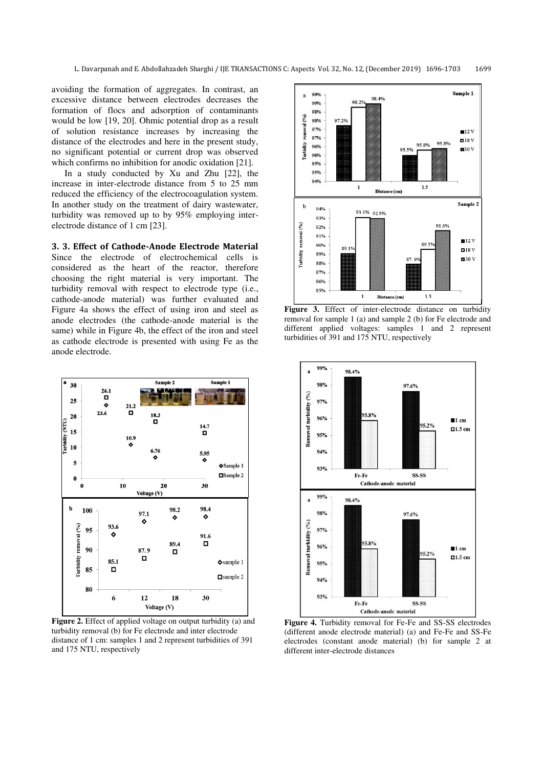avoiding the formation of aggregates. In contrast, an excessive distance between electrodes decreases the formation of flocs and adsorption of contaminants would be low [19, 20]. Ohmic potential drop as a result of solution resistance increases by increasing the distance of the electrodes and here in the present study, no significant potential or current drop was observed which confirms no inhibition for anodic oxidation [21].

In a study conducted by Xu and Zhu [22], the increase in inter-electrode distance from 5 to 25 mm reduced the efficiency of the electrocoagulation system. In another study on the treatment of dairy wastewater, turbidity was removed up to by 95% employing inter-electrode distance of 1 cm [23].

### 3. 3. Effect of Cathode-Anode Electrode Material

Since the electrode of electrochemical cells is considered as the heart of the reactor, therefore choosing the right material is very important. The turbidity removal with respect to electrode type (i.e., cathode-anode material) was further evaluated and Figure 4a shows the effect of using iron and steel as anode electrodes (the cathode-anode material is the same) while in Figure 4b, the effect of the iron and steel as cathode electrode is presented with using Fe as the anode electrode.

**Figure 3.** Effect of inter-electrode distance on turbidity removal for sample 1 (a) and sample 2 (b) for Fe electrode and different applied voltages: samples 1 and 2 represent turbidities of 391 and 175 NTU, respectively

**Figure 2.** Effect of applied voltage on output turbidity (a) and turbidity removal (b) for Fe electrode and inter electrode distance of 1 cm: samples 1 and 2 represent turbidities of 391 and 175 NTU, respectively

**Figure 4.** Turbidity removal for Fe-Fe and SS-SS electrodes (different anode electrode material) (a) and Fe-Fe and SS-Fe electrodes (constant anode material) (b) for sample 2 at different inter-electrode distances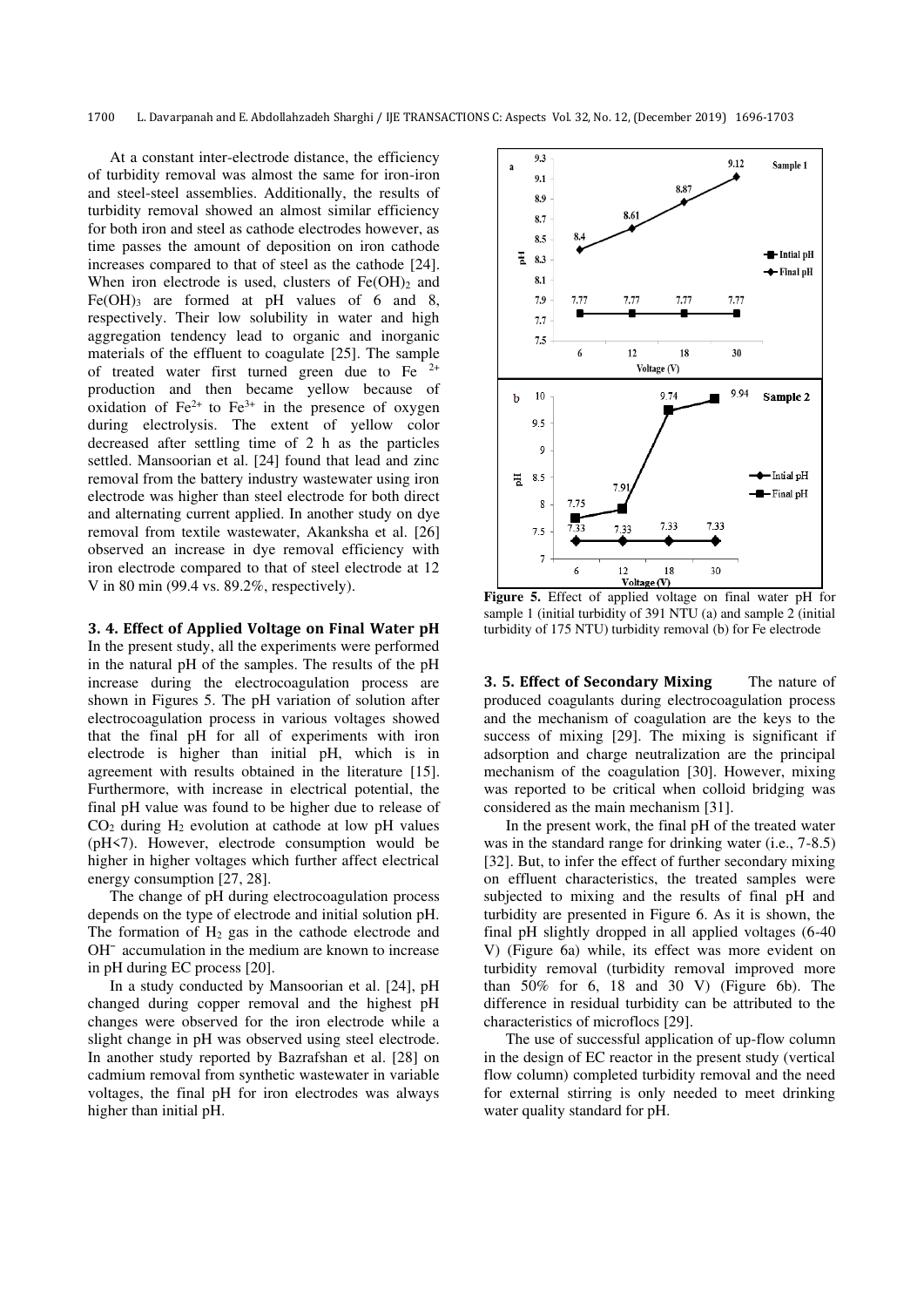At a constant inter-electrode distance, the efficiency of turbidity removal was almost the same for iron-iron and steel-steel assemblies. Additionally, the results of turbidity removal showed an almost similar efficiency for both iron and steel as cathode electrodes however, as time passes the amount of deposition on iron cathode increases compared to that of steel as the cathode [24]. When iron electrode is used, clusters of $Fe(OH)_2$ and $Fe(OH)_3$ are formed at pH values of 6 and 8, respectively. Their low solubility in water and high aggregation tendency lead to organic and inorganic materials of the effluent to coagulate [25]. The sample of treated water first turned green due to $Fe^{2+}$ production and then became yellow because of oxidation of $Fe^{2+}$ to $Fe^{3+}$ in the presence of oxygen during electrolysis. The extent of yellow color decreased after settling time of 2 h as the particles settled. Mansoorian et al. [24] found that lead and zinc removal from the battery industry wastewater using iron electrode was higher than steel electrode for both direct and alternating current applied. In another study on dye removal from textile wastewater, Akanksha et al. [26] observed an increase in dye removal efficiency with iron electrode compared to that of steel electrode at 12 V in 80 min (99.4 vs. 89.2%, respectively).

### 3. 4. Effect of Applied Voltage on Final Water pH

In the present study, all the experiments were performed in the natural pH of the samples. The results of the pH increase during the electrocoagulation process are shown in Figures 5. The pH variation of solution after electrocoagulation process in various voltages showed that the final pH for all of experiments with iron electrode is higher than initial pH, which is in agreement with results obtained in the literature [15]. Furthermore, with increase in electrical potential, the final pH value was found to be higher due to release of $CO_2$ during $H_2$ evolution at cathode at low pH values (pH<7). However, electrode consumption would be higher in higher voltages which further affect electrical energy consumption [27, 28].

The change of pH during electrocoagulation process depends on the type of electrode and initial solution pH. The formation of $H_2$ gas in the cathode electrode and $OH^-$ accumulation in the medium are known to increase in pH during EC process [20].

In a study conducted by Mansoorian et al. [24], pH changed during copper removal and the highest pH changes were observed for the iron electrode while a slight change in pH was observed using steel electrode. In another study reported by Bazrafshan et al. [28] on cadmium removal from synthetic wastewater in variable voltages, the final pH for iron electrodes was always higher than initial pH.

**Figure 5.** Effect of applied voltage on final water pH for sample 1 (initial turbidity of 391 NTU (a) and sample 2 (initial turbidity of 175 NTU) turbidity removal (b) for Fe electrode

### 3. 5. Effect of Secondary Mixing

The nature of produced coagulants during electrocoagulation process and the mechanism of coagulation are the keys to the success of mixing [29]. The mixing is significant if adsorption and charge neutralization are the principal mechanism of the coagulation [30]. However, mixing was reported to be critical when colloid bridging was considered as the main mechanism [31].

In the present work, the final pH of the treated water was in the standard range for drinking water (i.e., 7-8.5) [32]. But, to infer the effect of further secondary mixing on effluent characteristics, the treated samples were subjected to mixing and the results of final pH and turbidity are presented in Figure 6. As it is shown, the final pH slightly dropped in all applied voltages (6-40 V) (Figure 6a) while, its effect was more evident on turbidity removal (turbidity removal improved more than 50% for 6, 18 and 30 V) (Figure 6b). The difference in residual turbidity can be attributed to the characteristics of microflocs [29].

The use of successful application of up-flow column in the design of EC reactor in the present study (vertical flow column) completed turbidity removal and the need for external stirring is only needed to meet drinking water quality standard for pH.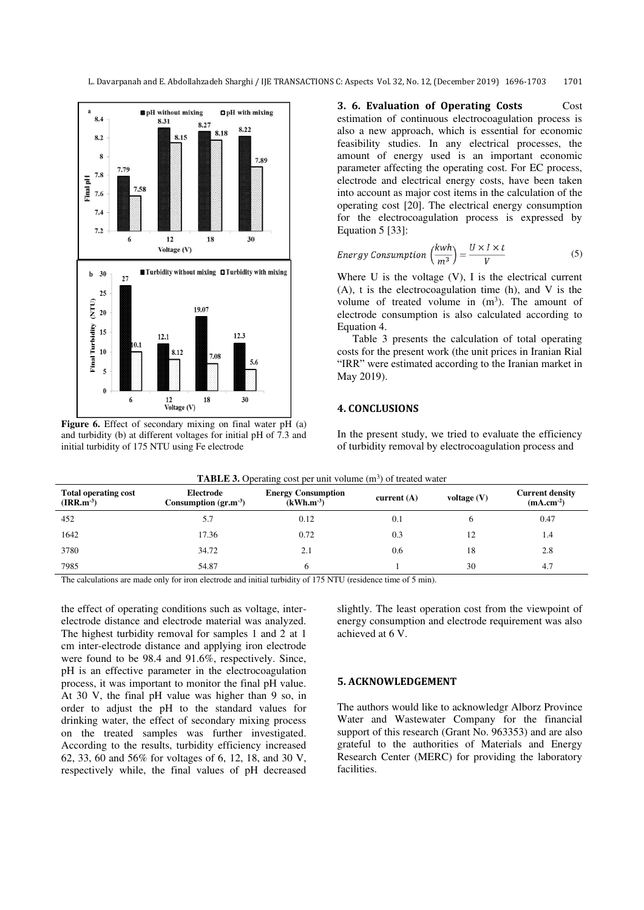**Figure 6.** Effect of secondary mixing on final water pH (a) and turbidity (b) at different voltages for initial pH of 7.3 and initial turbidity of 175 NTU using Fe electrode

**3. 6. Evaluation of Operating Costs** Cost estimation of continuous electrocoagulation process is also a new approach, which is essential for economic feasibility studies. In any electrical processes, the amount of energy used is an important economic parameter affecting the operating cost. For EC process, electrode and electrical energy costs, have been taken into account as major cost items in the calculation of the operating cost [20]. The electrical energy consumption for the electrocoagulation process is expressed by Equation 5 [33]:

$$Energy\ Consumption\ \left(\frac{kwh}{m^3}\right) = \frac{U \times I \times t}{V} \tag{5}$$

Where U is the voltage (V), I is the electrical current (A), t is the electrocoagulation time (h), and V is the volume of treated volume in ($m^3$). The amount of electrode consumption is also calculated according to Equation 4.

Table 3 presents the calculation of total operating costs for the present work (the unit prices in Iranian Rial "IRR" were estimated according to the Iranian market in May 2019).

## 4. CONCLUSIONS

In the present study, we tried to evaluate the efficiency of turbidity removal by electrocoagulation process and the effect of operating conditions such as voltage, inter-electrode distance and electrode material was analyzed. The highest turbidity removal for samples 1 and 2 at 1 cm inter-electrode distance and applying iron electrode were found to be 98.4 and 91.6%, respectively. Since, pH is an effective parameter in the electrocoagulation process, it was important to monitor the final pH value. At 30 V, the final pH value was higher than 9 so, in order to adjust the pH to the standard values for drinking water, the effect of secondary mixing process on the treated samples was further investigated. According to the results, turbidity efficiency increased 62, 33, 60 and 56% for voltages of 6, 12, 18, and 30 V, respectively while, the final values of pH decreased slightly. The least operation cost from the viewpoint of energy consumption and electrode requirement was also achieved at 6 V.

**TABLE 3.** Operating cost per unit volume ($m^3$) of treated water

| Total operating cost ($IRR.m^{-3}$) | Electrode Consumption ($gr.m^{-3}$) | Energy Consumption ($kWh.m^{-3}$) | current (A) | voltage (V) | Current density ($mA.cm^{-2}$) |
|---|---|---|---|---|---|
| 452 | 5.7 | 0.12 | 0.1 | 6 | 0.47 |
| 1642 | 17.36 | 0.72 | 0.3 | 12 | 1.4 |
| 3780 | 34.72 | 2.1 | 0.6 | 18 | 2.8 |
| 7985 | 54.87 | 6 | 1 | 30 | 4.7 |

The calculations are made only for iron electrode and initial turbidity of 175 NTU (residence time of 5 min).

## 5. ACKNOWLEDGEMENT

The authors would like to acknowledgr Alborz Province Water and Wastewater Company for the financial support of this research (Grant No. 963353) and are also grateful to the authorities of Materials and Energy Research Center (MERC) for providing the laboratory facilities.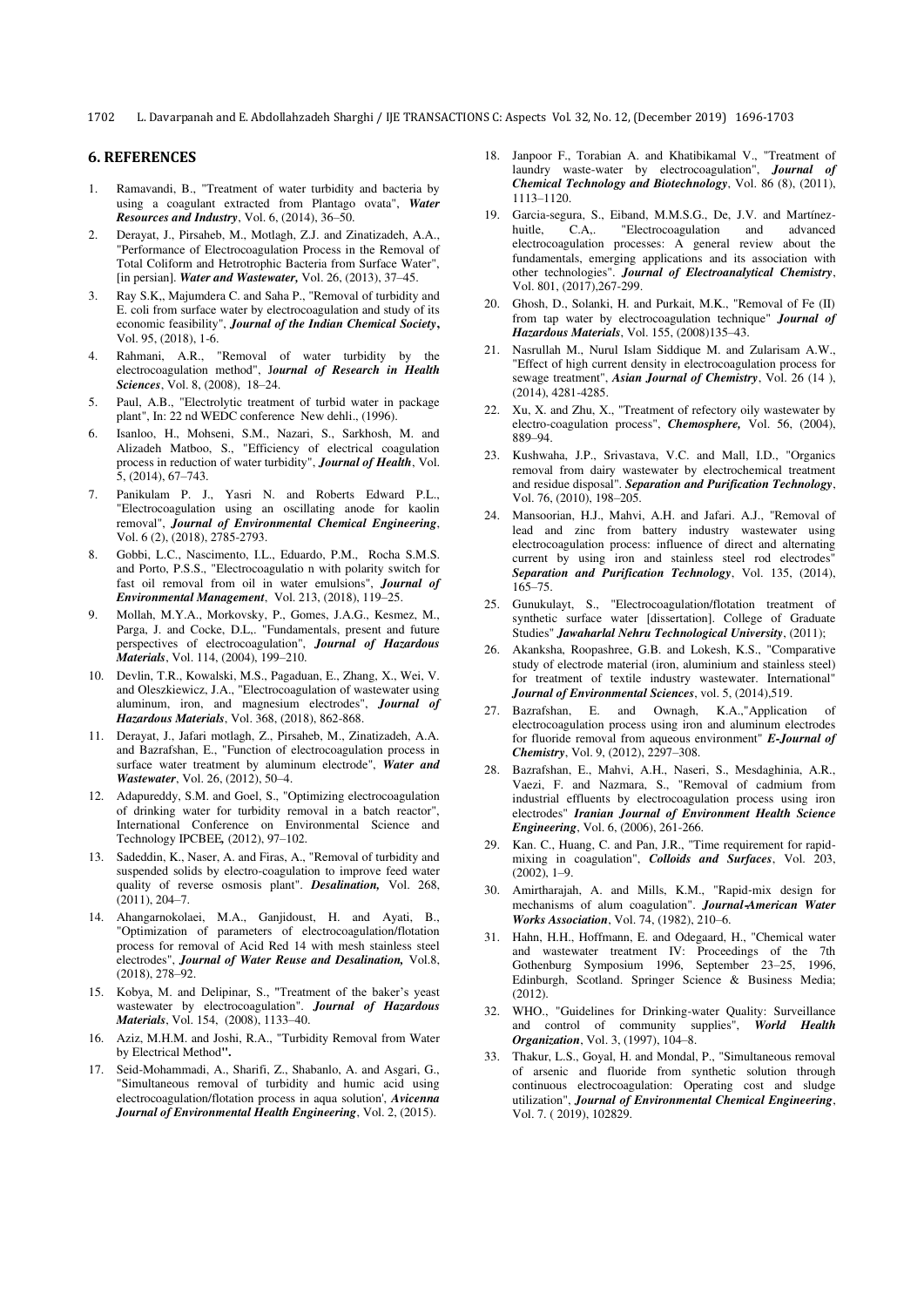## 6. REFERENCES

1. Ramavandi, B., "Treatment of water turbidity and bacteria by using a coagulant extracted from Plantago ovata", ***Water Resources and Industry***, Vol. 6, (2014), 36–50.
2. Derayat, J., Pirsaheb, M., Motlagh, Z.J. and Zinatizadeh, A.A., "Performance of Electrocoagulation Process in the Removal of Total Coliform and Hetrotrophic Bacteria from Surface Water", [in persian]. ***Water and Wastewater,*** Vol. 26, (2013), 37–45.
3. Ray S.K,, Majumdera C. and Saha P., "Removal of turbidity and E. coli from surface water by electrocoagulation and study of its economic feasibility", ***Journal of the Indian Chemical Society*,** Vol. 95, (2018), 1-6.
4. Rahmani, A.R., "Removal of water turbidity by the electrocoagulation method", J***ournal of Research in Health Sciences***, Vol. 8, (2008), 18–24.
5. Paul, A.B., "Electrolytic treatment of turbid water in package plant", In: 22 nd WEDC conference New dehli., (1996).
6. Isanloo, H., Mohseni, S.M., Nazari, S., Sarkhosh, M. and Alizadeh Matboo, S., "Efficiency of electrical coagulation process in reduction of water turbidity", ***Journal of Health***, Vol. 5, (2014), 67–743.
7. Panikulam P. J., Yasri N. and Roberts Edward P.L., "Electrocoagulation using an oscillating anode for kaolin removal", ***Journal of Environmental Chemical Engineering***, Vol. 6 (2), (2018), 2785-2793.
8. Gobbi, L.C., Nascimento, I.L., Eduardo, P.M., Rocha S.M.S. and Porto, P.S.S., "Electrocoagulatio n with polarity switch for fast oil removal from oil in water emulsions", ***Journal of Environmental Management***, Vol. 213, (2018), 119–25.
9. Mollah, M.Y.A., Morkovsky, P., Gomes, J.A.G., Kesmez, M., Parga, J. and Cocke, D.L,. "Fundamentals, present and future perspectives of electrocoagulation", ***Journal of Hazardous Materials***, Vol. 114, (2004), 199–210.
10. Devlin, T.R., Kowalski, M.S., Pagaduan, E., Zhang, X., Wei, V. and Oleszkiewicz, J.A., "Electrocoagulation of wastewater using aluminum, iron, and magnesium electrodes", ***Journal of Hazardous Materials***, Vol. 368, (2018), 862-868.
11. Derayat, J., Jafari motlagh, Z., Pirsaheb, M., Zinatizadeh, A.A. and Bazrafshan, E., "Function of electrocoagulation process in surface water treatment by aluminum electrode", ***Water and Wastewater***, Vol. 26, (2012), 50–4.
12. Adapureddy, S.M. and Goel, S., "Optimizing electrocoagulation of drinking water for turbidity removal in a batch reactor", International Conference on Environmental Science and Technology IPCBEE*,* (2012), 97–102.
13. Sadeddin, K., Naser, A. and Firas, A., "Removal of turbidity and suspended solids by electro-coagulation to improve feed water quality of reverse osmosis plant". ***Desalination,*** Vol. 268, (2011), 204–7.
14. Ahangarnokolaei, M.A., Ganjidoust, H. and Ayati, B., "Optimization of parameters of electrocoagulation/flotation process for removal of Acid Red 14 with mesh stainless steel electrodes", ***Journal of Water Reuse and Desalination,*** Vol.8, (2018), 278–92.
15. Kobya, M. and Delipinar, S., "Treatment of the baker's yeast wastewater by electrocoagulation". ***Journal of Hazardous Materials***, Vol. 154, (2008), 1133–40.
16. Aziz, M.H.M. and Joshi, R.A., "Turbidity Removal from Water by Electrical Method**".**
17. Seid-Mohammadi, A., Sharifi, Z., Shabanlo, A. and Asgari, G., "Simultaneous removal of turbidity and humic acid using electrocoagulation/flotation process in aqua solution', ***Avicenna Journal of Environmental Health Engineering***, Vol. 2, (2015).
18. Janpoor F., Torabian A. and Khatibikamal V., "Treatment of laundry waste-water by electrocoagulation", ***Journal of Chemical Technology and Biotechnology***, Vol. 86 (8), (2011), 1113–1120.
19. Garcia-segura, S., Eiband, M.M.S.G., De, J.V. and Martínez-huitle, C.A,. "Electrocoagulation and advanced electrocoagulation processes: A general review about the fundamentals, emerging applications and its association with other technologies". ***Journal of Electroanalytical Chemistry***, Vol. 801, (2017),267-299.
20. Ghosh, D., Solanki, H. and Purkait, M.K., "Removal of Fe (II) from tap water by electrocoagulation technique" ***Journal of Hazardous Materials***, Vol. 155, (2008)135–43.
21. Nasrullah M., Nurul Islam Siddique M. and Zularisam A.W., "Effect of high current density in electrocoagulation process for sewage treatment", ***Asian Journal of Chemistry***, Vol. 26 (14 ), (2014), 4281-4285.
22. Xu, X. and Zhu, X., "Treatment of refectory oily wastewater by electro-coagulation process", ***Chemosphere,*** Vol. 56, (2004), 889–94.
23. Kushwaha, J.P., Srivastava, V.C. and Mall, I.D., "Organics removal from dairy wastewater by electrochemical treatment and residue disposal". ***Separation and Purification Technology***, Vol. 76, (2010), 198–205.
24. Mansoorian, H.J., Mahvi, A.H. and Jafari. A.J., "Removal of lead and zinc from battery industry wastewater using electrocoagulation process: influence of direct and alternating current by using iron and stainless steel rod electrodes" ***Separation and Purification Technology***, Vol. 135, (2014), 165–75.
25. Gunukulayt, S., "Electrocoagulation/flotation treatment of synthetic surface water [dissertation]. College of Graduate Studies" ***Jawaharlal Nehru Technological University***, (2011);
26. Akanksha, Roopashree, G.B. and Lokesh, K.S., "Comparative study of electrode material (iron, aluminium and stainless steel) for treatment of textile industry wastewater. International" ***Journal of Environmental Sciences***, vol. 5, (2014),519.
27. Bazrafshan, E. and Ownagh, K.A.,"Application of electrocoagulation process using iron and aluminum electrodes for fluoride removal from aqueous environment" ***E-Journal of Chemistry***, Vol. 9, (2012), 2297–308.
28. Bazrafshan, E., Mahvi, A.H., Naseri, S., Mesdaghinia, A.R., Vaezi, F. and Nazmara, S., "Removal of cadmium from industrial effluents by electrocoagulation process using iron electrodes" ***Iranian Journal of Environment Health Science Engineering***, Vol. 6, (2006), 261-266.
29. Kan. C., Huang, C. and Pan, J.R., "Time requirement for rapid-mixing in coagulation", ***Colloids and Surfaces***, Vol. 203, (2002), 1–9.
30. Amirtharajah, A. and Mills, K.M., "Rapid-mix design for mechanisms of alum coagulation". ***Journal-American Water Works Association***, Vol. 74, (1982), 210–6.
31. Hahn, H.H., Hoffmann, E. and Odegaard, H., "Chemical water and wastewater treatment IV: Proceedings of the 7th Gothenburg Symposium 1996, September 23–25, 1996, Edinburgh, Scotland. Springer Science & Business Media; (2012).
32. WHO., "Guidelines for Drinking-water Quality: Surveillance and control of community supplies", ***World Health Organization***, Vol. 3, (1997), 104–8.
33. Thakur, L.S., Goyal, H. and Mondal, P., "Simultaneous removal of arsenic and fluoride from synthetic solution through continuous electrocoagulation: Operating cost and sludge utilization", ***Journal of Environmental Chemical Engineering***, Vol. 7. ( 2019), 102829.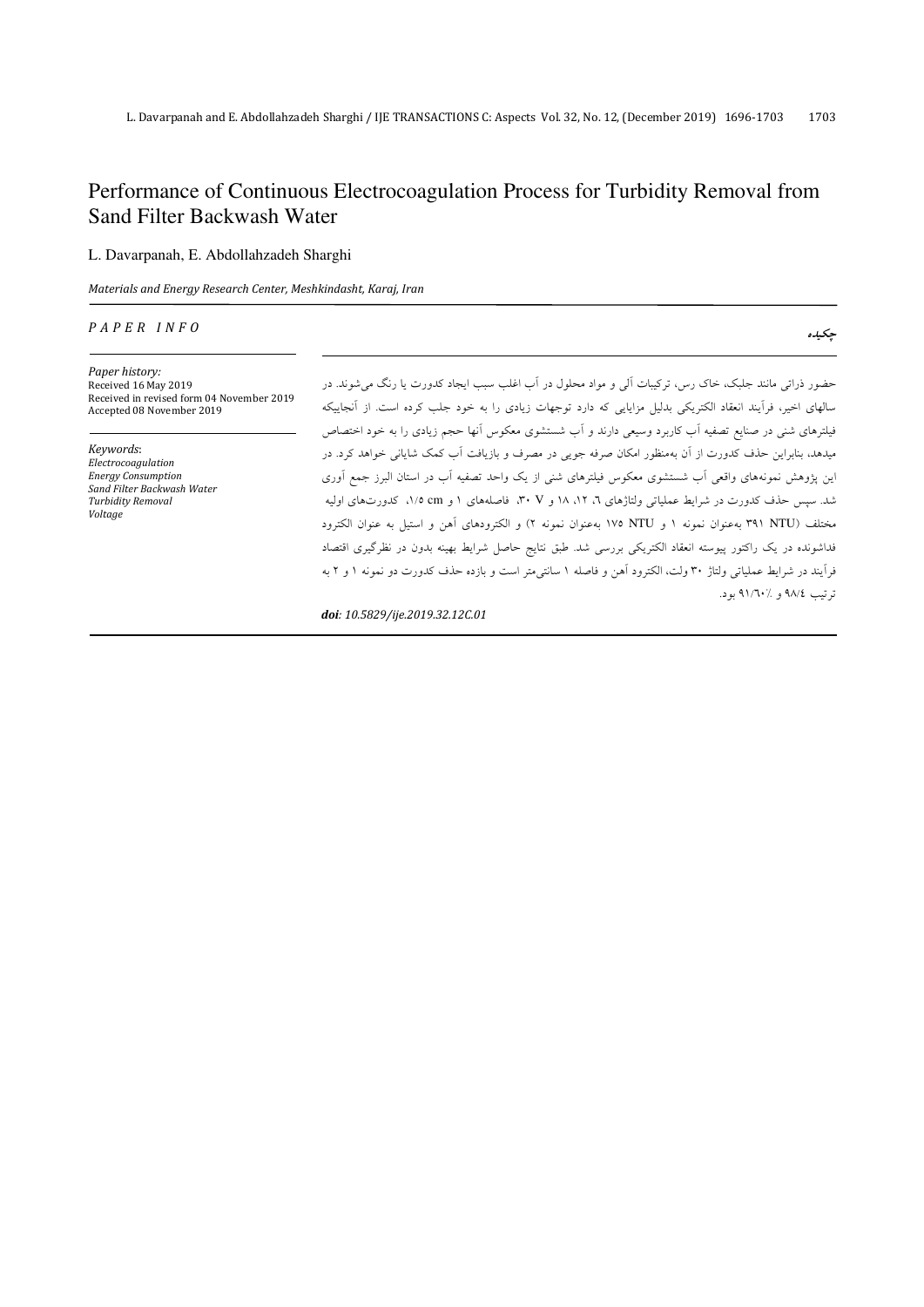# Performance of Continuous Electrocoagulation Process for Turbidity Removal from Sand Filter Backwash Water

L. Davarpanah, E. Abdollahzadeh Sharghi

*Materials and Energy Research Center, Meshkindasht, Karaj, Iran*

---

*PAPER INFO*

*Paper history:*
Received 16 May 2019
Received in revised form 04 November 2019
Accepted 08 November 2019

*Keywords*:
*Electrocoagulation*
*Energy Consumption*
*Sand Filter Backwash Water*
*Turbidity Removal*
*Voltage*

**چکیده**

حضور ذراتی مانند جلبک، خاک رس، ترکیبات آلی و مواد محلول در آب اغلب سبب ایجاد کدورت یا رنگ می‌شوند. در سالهای اخیر، فرآیند انعقاد الکتریکی بدلیل مزایایی که دارد توجهات زیادی را به خود جلب کرده است. از آنجاییکه فیلترهای شنی در صنایع تصفیه آب کاربرد وسیعی دارند و آب شستشوی معکوس آنها حجم زیادی را به خود اختصاص میدهد، بنابراین حذف کدورت از آن به‌منظور امکان صرفه جویی در مصرف و بازیافت آب کمک شایانی خواهد کرد. در این پژوهش نمونه‌های واقعی آب شستشوی معکوس فیلترهای شنی از یک واحد تصفیه آب در استان البرز جمع آوری شد. سپس حذف کدورت در شرایط عملیاتی ولتاژهای ۶، ۱۲، ۱۸ و ۳۰ V، فاصله‌های ۱ و ۱/۵ cm، کدورت‌های اولیه مختلف (۳۹۱ NTU به‌عنوان نمونه ۱ و ۱۷۵ NTU به‌عنوان نمونه ۲) و الکترودهای آهن و استیل به عنوان الکترود فداشونده در یک راکتور پیوسته انعقاد الکتریکی بررسی شد. طبق نتایج حاصل شرایط بهینه بدون در نظرگیری اقتصاد فرآیند در شرایط عملیاتی ولتاژ ۳۰ ولت، الکترود آهن و فاصله ۱ سانتی‌متر است و بازده حذف کدورت دو نمونه ۱ و ۲ به ترتیب ۹۸/۴ و ٪۹۱/۶۰ بود.

***doi**: 10.5829/ije.2019.32.12C.01*